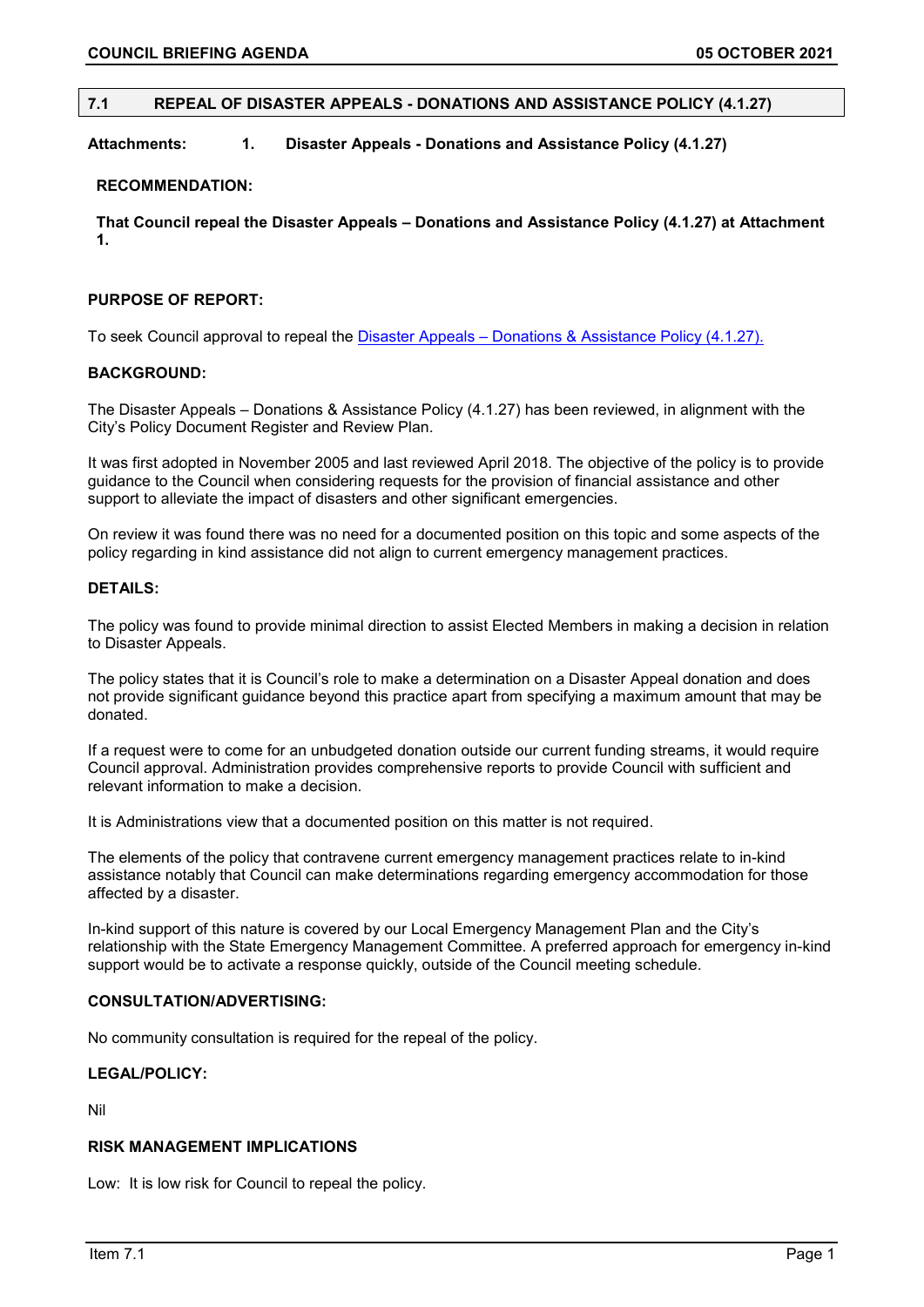## 7.1 REPEAL OF DISASTER APPEALS - DONATIONS AND ASSISTANCE POLICY (4.1.27)

**Attachments: 1. Disaster Appeals - Donations and Assistance Policy (4.1.27)**

**RECOMMENDATION:**

**That Council repeal the Disaster Appeals – Donations and Assistance Policy (4.1.27) at Attachment 1.**

**PURPOSE OF REPORT:**

To seek Council approval to repeal the Disaster Appeals – Donations & Assistance Policy (4.1.27).

**BACKGROUND:**

The Disaster Appeals – Donations & Assistance Policy (4.1.27) has been reviewed, in alignment with the City's Policy Document Register and Review Plan.

It was first adopted in November 2005 and last reviewed April 2018. The objective of the policy is to provide guidance to the Council when considering requests for the provision of financial assistance and other support to alleviate the impact of disasters and other significant emergencies.

On review it was found there was no need for a documented position on this topic and some aspects of the policy regarding in kind assistance did not align to current emergency management practices.

**DETAILS:**

The policy was found to provide minimal direction to assist Elected Members in making a decision in relation to Disaster Appeals.

The policy states that it is Council's role to make a determination on a Disaster Appeal donation and does not provide significant guidance beyond this practice apart from specifying a maximum amount that may be donated.

If a request were to come for an unbudgeted donation outside our current funding streams, it would require Council approval. Administration provides comprehensive reports to provide Council with sufficient and relevant information to make a decision.

It is Administrations view that a documented position on this matter is not required.

The elements of the policy that contravene current emergency management practices relate to in-kind assistance notably that Council can make determinations regarding emergency accommodation for those affected by a disaster.

In-kind support of this nature is covered by our Local Emergency Management Plan and the City's relationship with the State Emergency Management Committee. A preferred approach for emergency in-kind support would be to activate a response quickly, outside of the Council meeting schedule.

**CONSULTATION/ADVERTISING:**

No community consultation is required for the repeal of the policy.

**LEGAL/POLICY:**

Nil

**RISK MANAGEMENT IMPLICATIONS**

Low: It is low risk for Council to repeal the policy.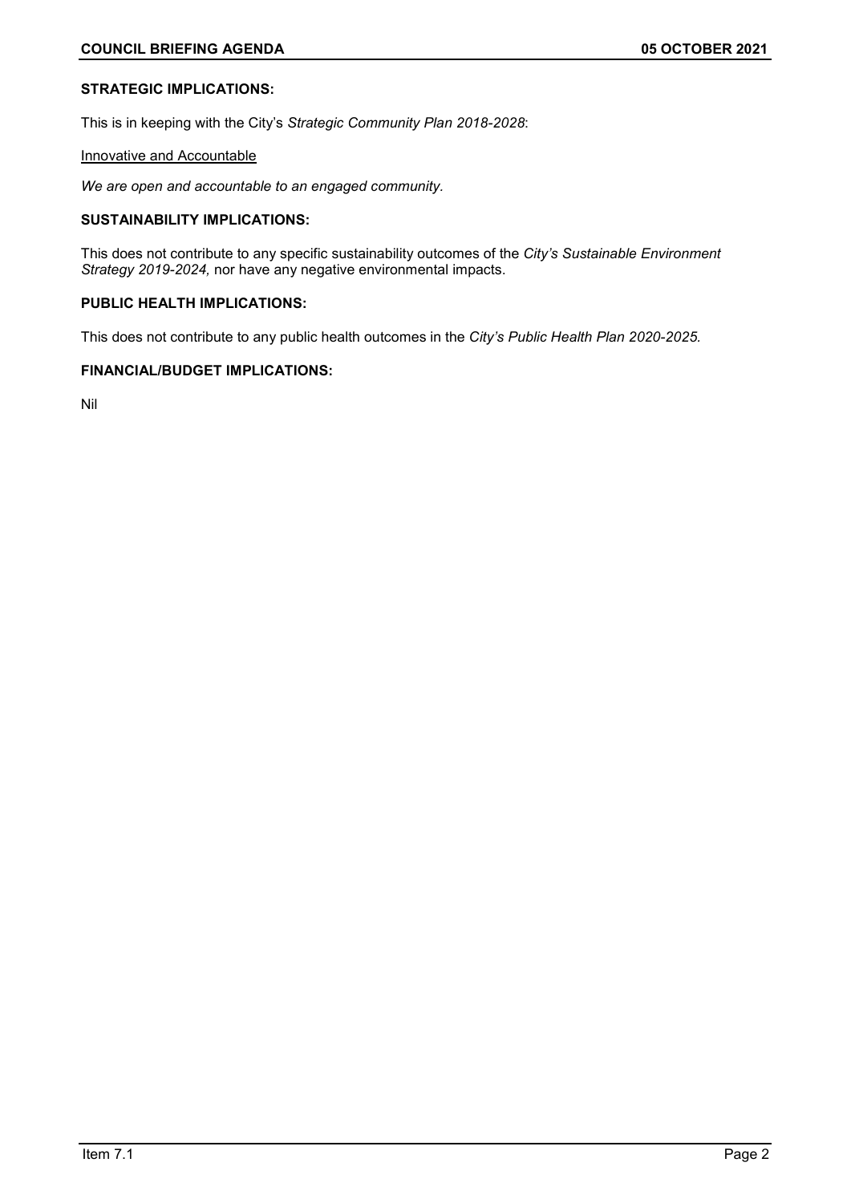**STRATEGIC IMPLICATIONS:**

This is in keeping with the City's *Strategic Community Plan 2018-2028*:

Innovative and Accountable

*We are open and accountable to an engaged community.*

**SUSTAINABILITY IMPLICATIONS:**

This does not contribute to any specific sustainability outcomes of the *City's Sustainable Environment Strategy 2019-2024,* nor have any negative environmental impacts.

**PUBLIC HEALTH IMPLICATIONS:**

This does not contribute to any public health outcomes in the *City's Public Health Plan 2020-2025.*

**FINANCIAL/BUDGET IMPLICATIONS:**

Nil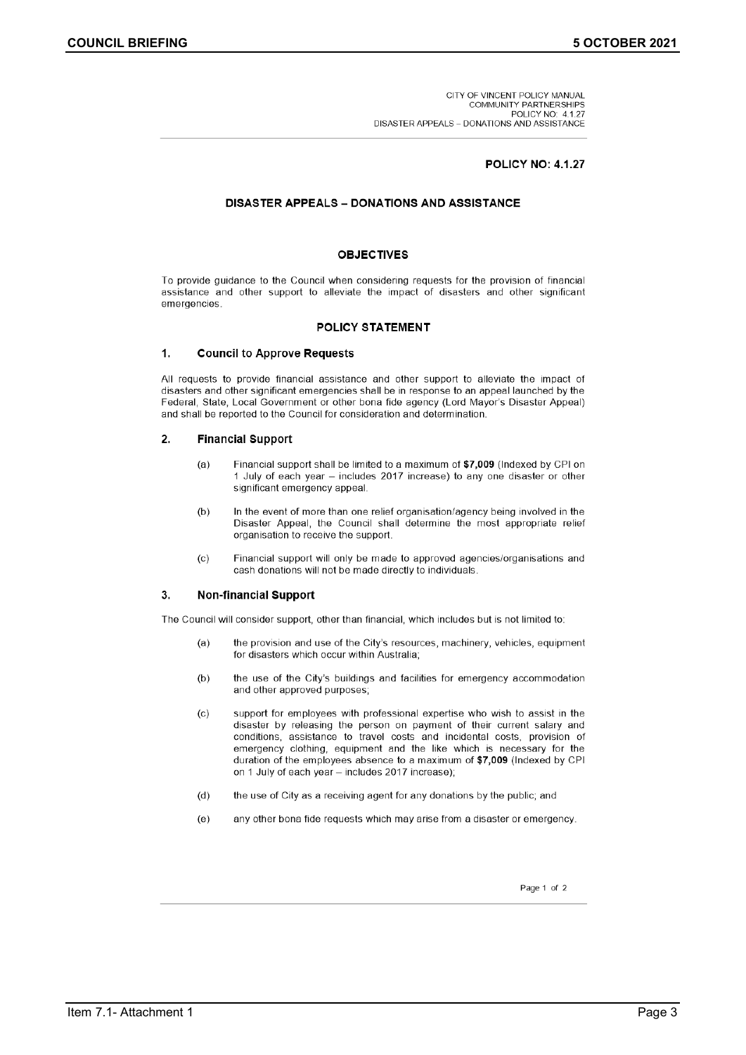CITY OF VINCENT POLICY MANUAL
COMMUNITY PARTNERSHIPS
POLICY NO: 4.1.27
DISASTER APPEALS – DONATIONS AND ASSISTANCE

**POLICY NO: 4.1.27**

## DISASTER APPEALS – DONATIONS AND ASSISTANCE

### OBJECTIVES

To provide guidance to the Council when considering requests for the provision of financial assistance and other support to alleviate the impact of disasters and other significant emergencies.

### POLICY STATEMENT

#### 1. Council to Approve Requests

All requests to provide financial assistance and other support to alleviate the impact of disasters and other significant emergencies shall be in response to an appeal launched by the Federal, State, Local Government or other bona fide agency (Lord Mayor's Disaster Appeal) and shall be reported to the Council for consideration and determination.

#### 2. Financial Support

(a) Financial support shall be limited to a maximum of **$7,009** (Indexed by CPI on 1 July of each year – includes 2017 increase) to any one disaster or other significant emergency appeal.

(b) In the event of more than one relief organisation/agency being involved in the Disaster Appeal, the Council shall determine the most appropriate relief organisation to receive the support.

(c) Financial support will only be made to approved agencies/organisations and cash donations will not be made directly to individuals.

#### 3. Non-financial Support

The Council will consider support, other than financial, which includes but is not limited to:

(a) the provision and use of the City's resources, machinery, vehicles, equipment for disasters which occur within Australia;

(b) the use of the City's buildings and facilities for emergency accommodation and other approved purposes;

(c) support for employees with professional expertise who wish to assist in the disaster by releasing the person on payment of their current salary and conditions, assistance to travel costs and incidental costs, provision of emergency clothing, equipment and the like which is necessary for the duration of the employees absence to a maximum of **$7,009** (Indexed by CPI on 1 July of each year – includes 2017 increase);

(d) the use of City as a receiving agent for any donations by the public; and

(e) any other bona fide requests which may arise from a disaster or emergency.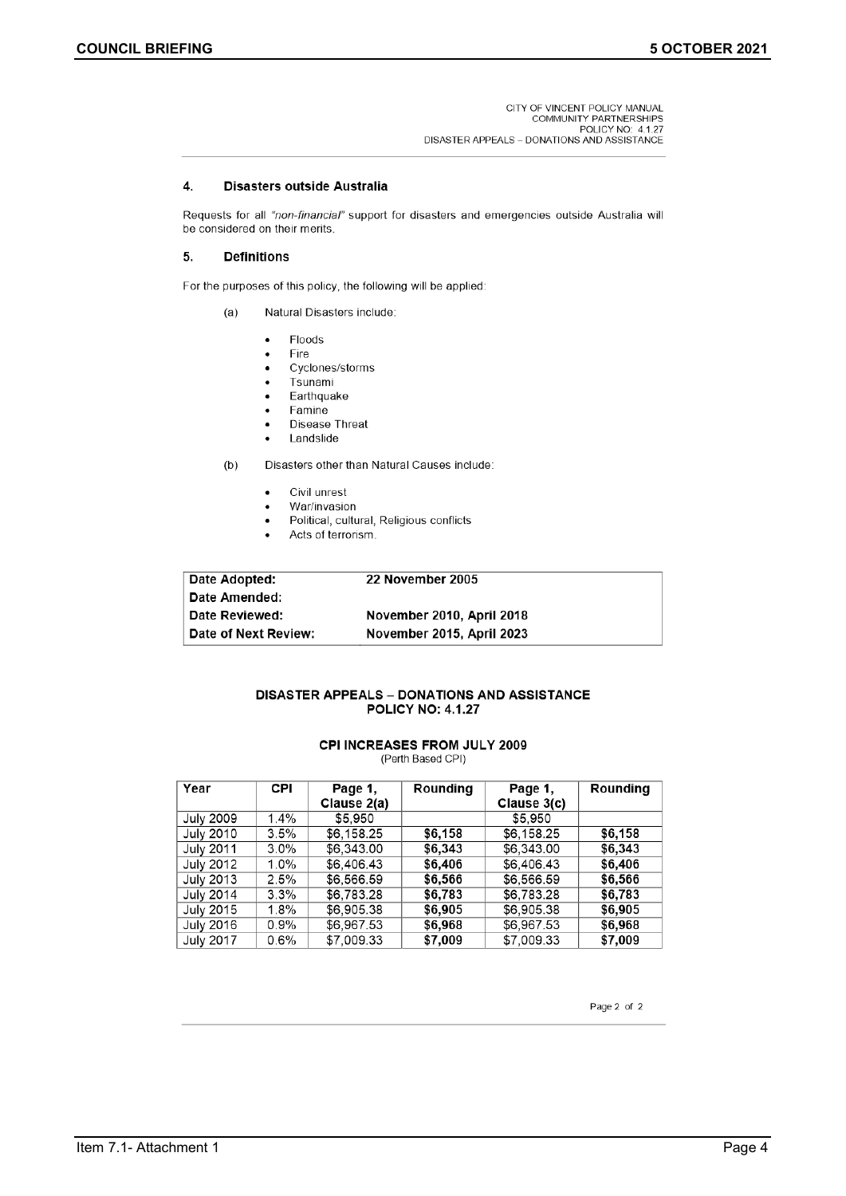## 4. Disasters outside Australia

Requests for all *"non-financial"* support for disasters and emergencies outside Australia will be considered on their merits.

## 5. Definitions

For the purposes of this policy, the following will be applied:

(a) Natural Disasters include:

- Floods
- Fire
- Cyclones/storms
- Tsunami
- Earthquake
- Famine
- Disease Threat
- Landslide

(b) Disasters other than Natural Causes include:

- Civil unrest
- War/invasion
- Political, cultural, Religious conflicts
- Acts of terrorism.

| | |
|---|---|
| **Date Adopted:** | **22 November 2005** |
| **Date Amended:** | |
| **Date Reviewed:** | **November 2010, April 2018** |
| **Date of Next Review:** | **November 2015, April 2023** |

**DISASTER APPEALS – DONATIONS AND ASSISTANCE**
**POLICY NO: 4.1.27**

**CPI INCREASES FROM JULY 2009**
(Perth Based CPI)

| Year | CPI | Page 1, Clause 2(a) | Rounding | Page 1, Clause 3(c) | Rounding |
|---|---|---|---|---|---|
| July 2009 | 1.4% | $5,950 | | $5,950 | |
| July 2010 | 3.5% | $6,158.25 | **$6,158** | $6,158.25 | **$6,158** |
| July 2011 | 3.0% | $6,343.00 | **$6,343** | $6,343.00 | **$6,343** |
| July 2012 | 1.0% | $6,406.43 | **$6,406** | $6,406.43 | **$6,406** |
| July 2013 | 2.5% | $6,566.59 | **$6,566** | $6,566.59 | **$6,566** |
| July 2014 | 3.3% | $6,783.28 | **$6,783** | $6,783.28 | **$6,783** |
| July 2015 | 1.8% | $6,905.38 | **$6,905** | $6,905.38 | **$6,905** |
| July 2016 | 0.9% | $6,967.53 | **$6,968** | $6,967.53 | **$6,968** |
| July 2017 | 0.6% | $7,009.33 | **$7,009** | $7,009.33 | **$7,009** |